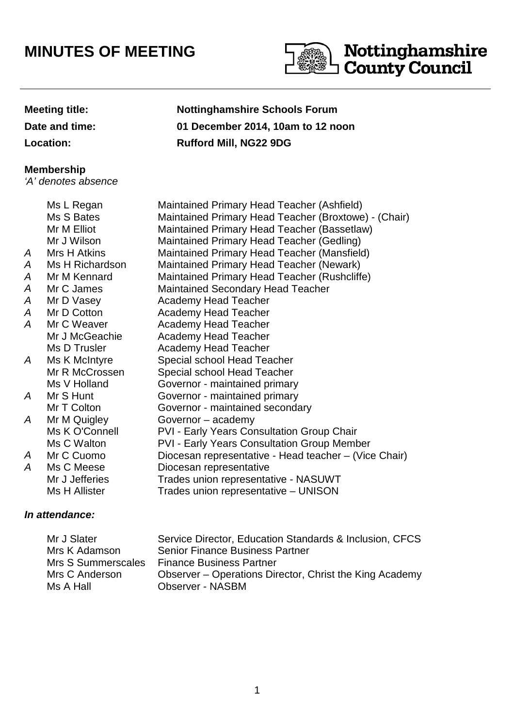# MINUTES OF MEETING

Nottinghamshire County Council

| | |
|---|---|
| **Meeting title:** | **Nottinghamshire Schools Forum** |
| **Date and time:** | **01 December 2014, 10am to 12 noon** |
| **Location:** | **Rufford Mill, NG22 9DG** |

**Membership**
*'A' denotes absence*

| | | |
|---|---|---|
| | Ms L Regan | Maintained Primary Head Teacher (Ashfield) |
| | Ms S Bates | Maintained Primary Head Teacher (Broxtowe) - (Chair) |
| | Mr M Elliot | Maintained Primary Head Teacher (Bassetlaw) |
| | Mr J Wilson | Maintained Primary Head Teacher (Gedling) |
| *A* | Mrs H Atkins | Maintained Primary Head Teacher (Mansfield) |
| *A* | Ms H Richardson | Maintained Primary Head Teacher (Newark) |
| *A* | Mr M Kennard | Maintained Primary Head Teacher (Rushcliffe) |
| *A* | Mr C James | Maintained Secondary Head Teacher |
| *A* | Mr D Vasey | Academy Head Teacher |
| *A* | Mr D Cotton | Academy Head Teacher |
| *A* | Mr C Weaver | Academy Head Teacher |
| | Mr J McGeachie | Academy Head Teacher |
| | Ms D Trusler | Academy Head Teacher |
| *A* | Ms K McIntyre | Special school Head Teacher |
| | Mr R McCrossen | Special school Head Teacher |
| | Ms V Holland | Governor - maintained primary |
| *A* | Mr S Hunt | Governor - maintained primary |
| | Mr T Colton | Governor - maintained secondary |
| *A* | Mr M Quigley | Governor – academy |
| | Ms K O'Connell | PVI - Early Years Consultation Group Chair |
| | Ms C Walton | PVI - Early Years Consultation Group Member |
| *A* | Mr C Cuomo | Diocesan representative - Head teacher – (Vice Chair) |
| *A* | Ms C Meese | Diocesan representative |
| | Mr J Jefferies | Trades union representative - NASUWT |
| | Ms H Allister | Trades union representative – UNISON |

***In attendance:***

| | |
|---|---|
| Mr J Slater | Service Director, Education Standards & Inclusion, CFCS |
| Mrs K Adamson | Senior Finance Business Partner |
| Mrs S Summerscales | Finance Business Partner |
| Mrs C Anderson | Observer – Operations Director, Christ the King Academy |
| Ms A Hall | Observer - NASBM |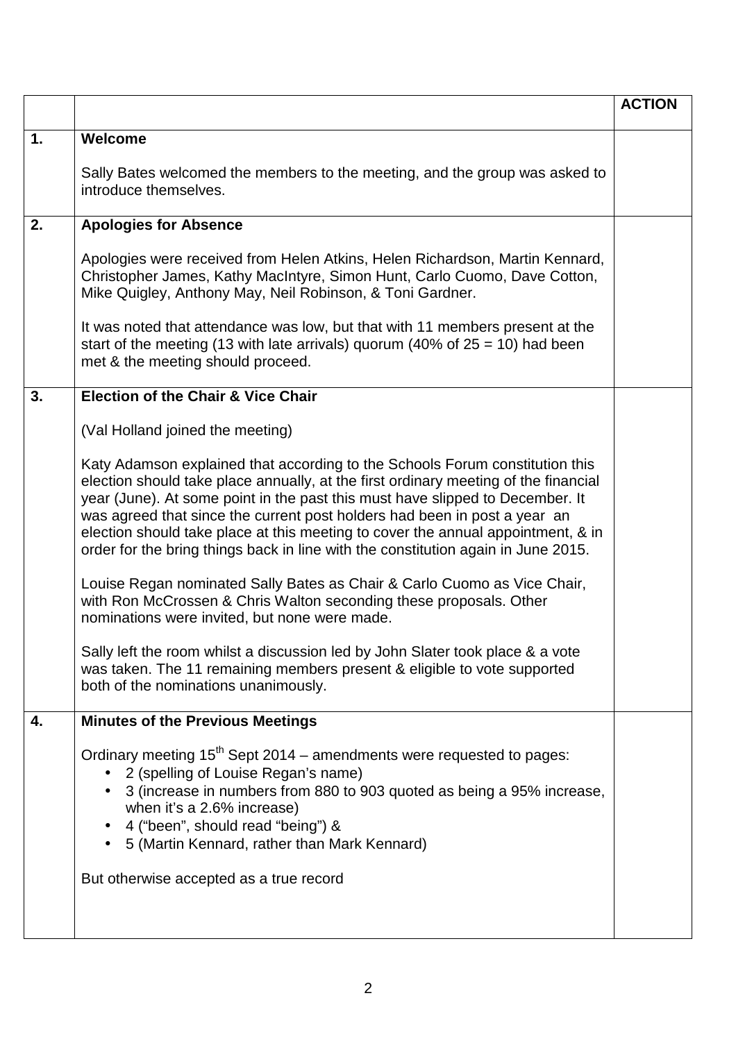|  |  | **ACTION** |
|---|---|---|
| **1.** | **Welcome**<br><br>Sally Bates welcomed the members to the meeting, and the group was asked to introduce themselves. |  |
| **2.** | **Apologies for Absence**<br><br>Apologies were received from Helen Atkins, Helen Richardson, Martin Kennard, Christopher James, Kathy MacIntyre, Simon Hunt, Carlo Cuomo, Dave Cotton, Mike Quigley, Anthony May, Neil Robinson, & Toni Gardner.<br><br>It was noted that attendance was low, but that with 11 members present at the start of the meeting (13 with late arrivals) quorum (40% of 25 = 10) had been met & the meeting should proceed. |  |
| **3.** | **Election of the Chair & Vice Chair**<br><br>(Val Holland joined the meeting)<br><br>Katy Adamson explained that according to the Schools Forum constitution this election should take place annually, at the first ordinary meeting of the financial year (June). At some point in the past this must have slipped to December. It was agreed that since the current post holders had been in post a year an election should take place at this meeting to cover the annual appointment, & in order for the bring things back in line with the constitution again in June 2015.<br><br>Louise Regan nominated Sally Bates as Chair & Carlo Cuomo as Vice Chair, with Ron McCrossen & Chris Walton seconding these proposals. Other nominations were invited, but none were made.<br><br>Sally left the room whilst a discussion led by John Slater took place & a vote was taken. The 11 remaining members present & eligible to vote supported both of the nominations unanimously. |  |
| **4.** | **Minutes of the Previous Meetings**<br><br>Ordinary meeting 15th Sept 2014 – amendments were requested to pages:<br>• 2 (spelling of Louise Regan's name)<br>• 3 (increase in numbers from 880 to 903 quoted as being a 95% increase, when it's a 2.6% increase)<br>• 4 ("been", should read "being") &<br>• 5 (Martin Kennard, rather than Mark Kennard)<br><br>But otherwise accepted as a true record |  |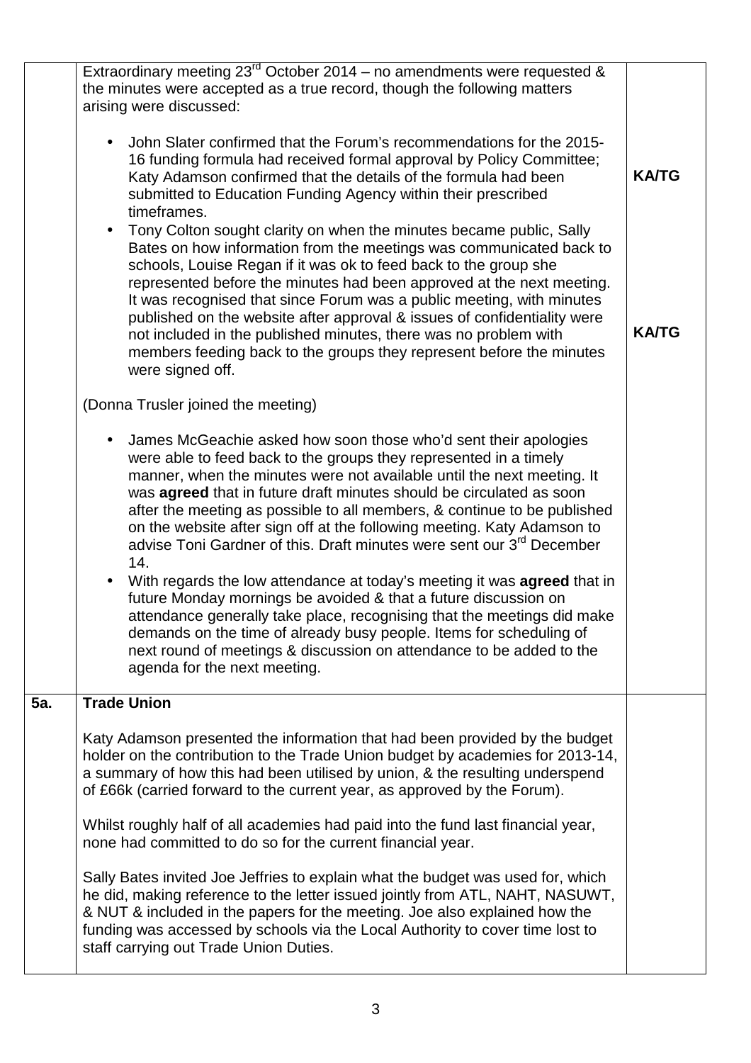| | | |
|---|---|---|
| | Extraordinary meeting 23rd October 2014 – no amendments were requested & the minutes were accepted as a true record, though the following matters arising were discussed:<br><br>• John Slater confirmed that the Forum's recommendations for the 2015-16 funding formula had received formal approval by Policy Committee; Katy Adamson confirmed that the details of the formula had been submitted to Education Funding Agency within their prescribed timeframes.<br>• Tony Colton sought clarity on when the minutes became public, Sally Bates on how information from the meetings was communicated back to schools, Louise Regan if it was ok to feed back to the group she represented before the minutes had been approved at the next meeting. It was recognised that since Forum was a public meeting, with minutes published on the website after approval & issues of confidentiality were not included in the published minutes, there was no problem with members feeding back to the groups they represent before the minutes were signed off.<br><br>(Donna Trusler joined the meeting)<br><br>• James McGeachie asked how soon those who'd sent their apologies were able to feed back to the groups they represented in a timely manner, when the minutes were not available until the next meeting. It was **agreed** that in future draft minutes should be circulated as soon after the meeting as possible to all members, & continue to be published on the website after sign off at the following meeting. Katy Adamson to advise Toni Gardner of this. Draft minutes were sent our 3rd December 14.<br>• With regards the low attendance at today's meeting it was **agreed** that in future Monday mornings be avoided & that a future discussion on attendance generally take place, recognising that the meetings did make demands on the time of already busy people. Items for scheduling of next round of meetings & discussion on attendance to be added to the agenda for the next meeting. | **KA/TG**<br><br>**KA/TG** |
| **5a.** | **Trade Union**<br><br>Katy Adamson presented the information that had been provided by the budget holder on the contribution to the Trade Union budget by academies for 2013-14, a summary of how this had been utilised by union, & the resulting underspend of £66k (carried forward to the current year, as approved by the Forum).<br><br>Whilst roughly half of all academies had paid into the fund last financial year, none had committed to do so for the current financial year.<br><br>Sally Bates invited Joe Jeffries to explain what the budget was used for, which he did, making reference to the letter issued jointly from ATL, NAHT, NASUWT, & NUT & included in the papers for the meeting. Joe also explained how the funding was accessed by schools via the Local Authority to cover time lost to staff carrying out Trade Union Duties. | |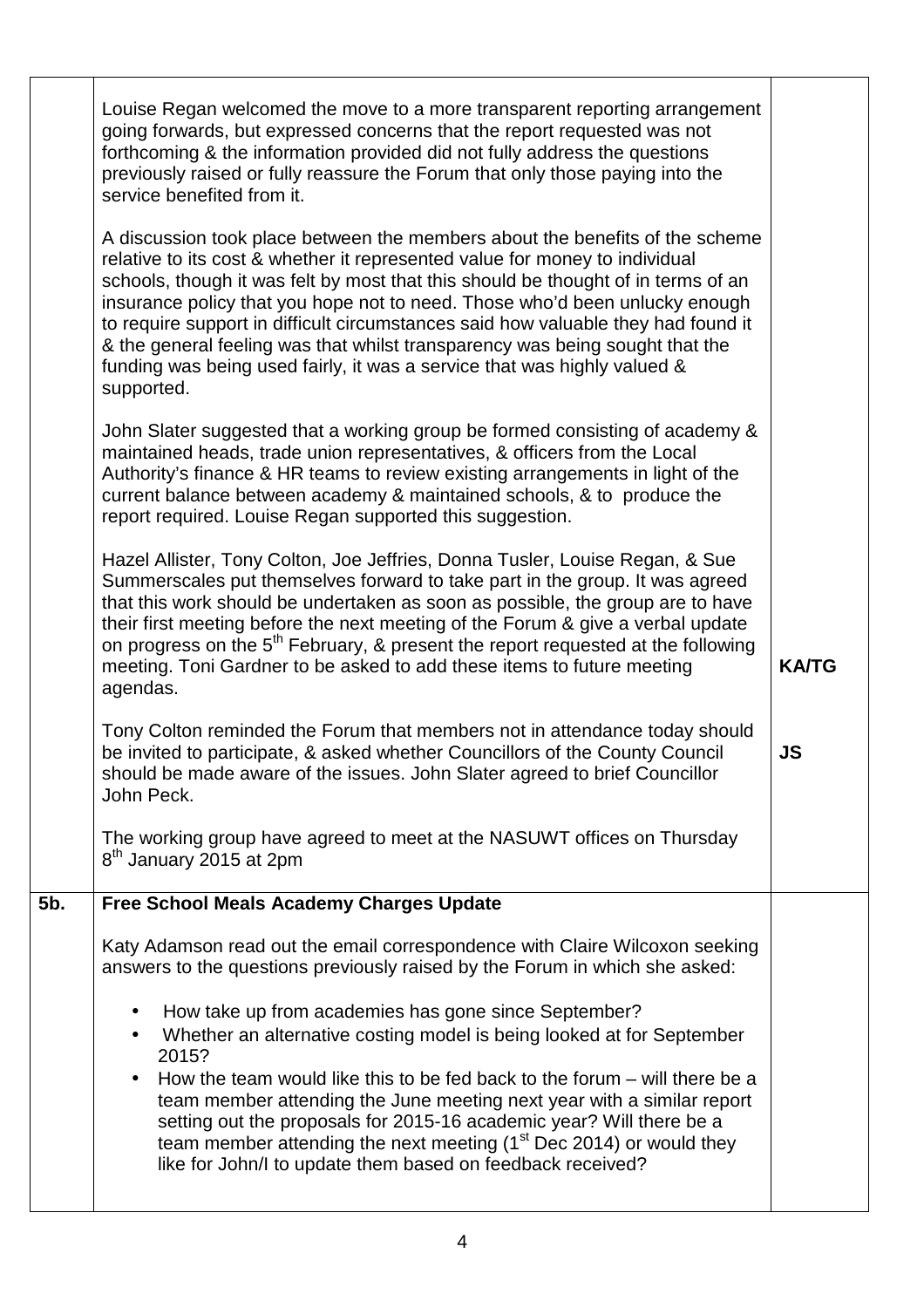| | | |
|---|---|---|
| | Louise Regan welcomed the move to a more transparent reporting arrangement going forwards, but expressed concerns that the report requested was not forthcoming & the information provided did not fully address the questions previously raised or fully reassure the Forum that only those paying into the service benefited from it.<br><br>A discussion took place between the members about the benefits of the scheme relative to its cost & whether it represented value for money to individual schools, though it was felt by most that this should be thought of in terms of an insurance policy that you hope not to need. Those who'd been unlucky enough to require support in difficult circumstances said how valuable they had found it & the general feeling was that whilst transparency was being sought that the funding was being used fairly, it was a service that was highly valued & supported.<br><br>John Slater suggested that a working group be formed consisting of academy & maintained heads, trade union representatives, & officers from the Local Authority's finance & HR teams to review existing arrangements in light of the current balance between academy & maintained schools, & to produce the report required. Louise Regan supported this suggestion.<br><br>Hazel Allister, Tony Colton, Joe Jeffries, Donna Tusler, Louise Regan, & Sue Summerscales put themselves forward to take part in the group. It was agreed that this work should be undertaken as soon as possible, the group are to have their first meeting before the next meeting of the Forum & give a verbal update on progress on the 5th February, & present the report requested at the following meeting. Toni Gardner to be asked to add these items to future meeting agendas.<br><br>Tony Colton reminded the Forum that members not in attendance today should be invited to participate, & asked whether Councillors of the County Council should be made aware of the issues. John Slater agreed to brief Councillor John Peck.<br><br>The working group have agreed to meet at the NASUWT offices on Thursday 8th January 2015 at 2pm | <br><br><br><br><br><br><br><br><br><br><br><br><br><br><br><br><br><br><br><br>**KA/TG**<br><br><br>**JS** |
| **5b.** | **Free School Meals Academy Charges Update**<br><br>Katy Adamson read out the email correspondence with Claire Wilcoxon seeking answers to the questions previously raised by the Forum in which she asked:<br><br>• How take up from academies has gone since September?<br>• Whether an alternative costing model is being looked at for September 2015?<br>• How the team would like this to be fed back to the forum – will there be a team member attending the June meeting next year with a similar report setting out the proposals for 2015-16 academic year? Will there be a team member attending the next meeting (1st Dec 2014) or would they like for John/I to update them based on feedback received? | |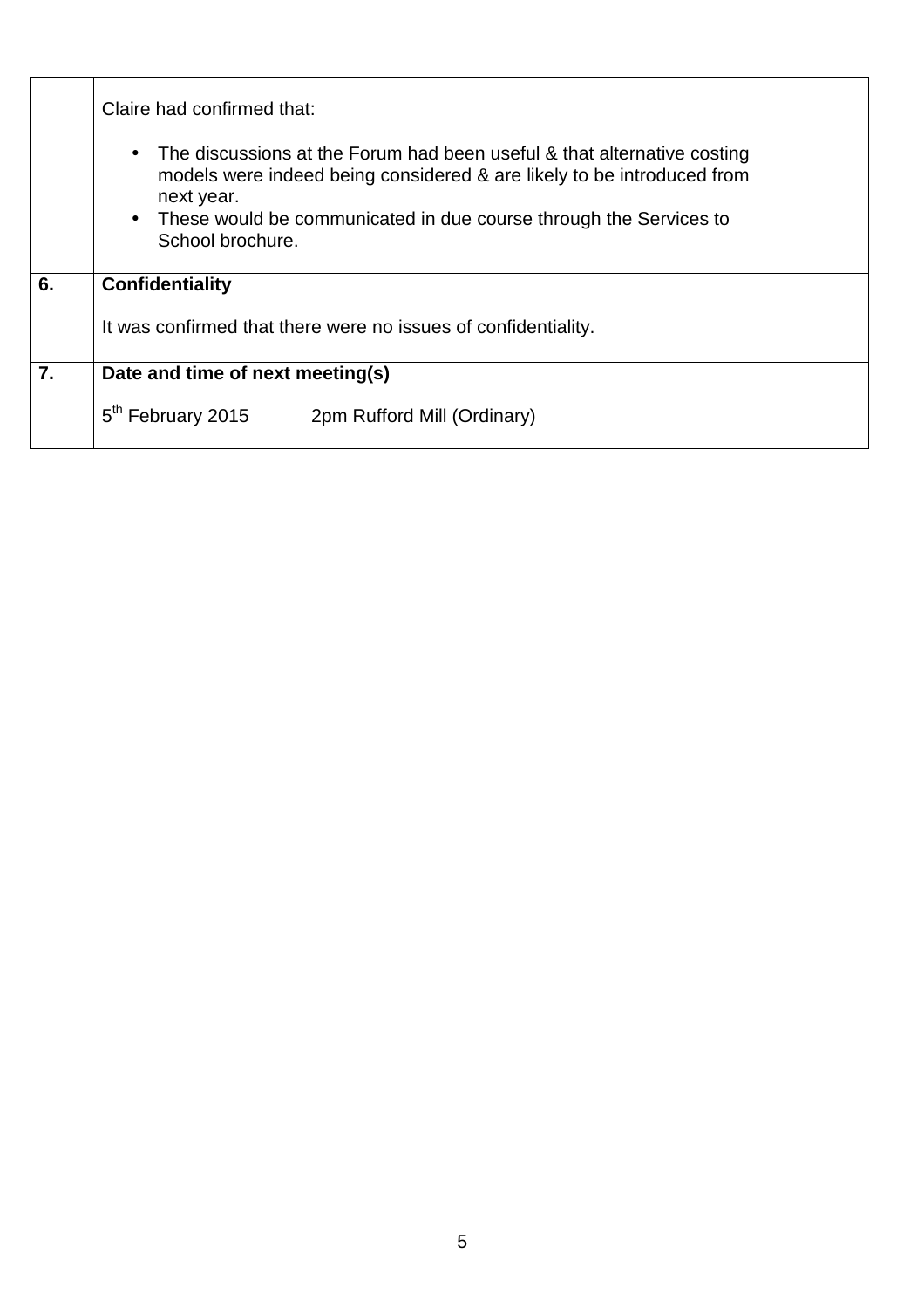| | | |
|---|---|---|
| | Claire had confirmed that:<br><br>• The discussions at the Forum had been useful & that alternative costing models were indeed being considered & are likely to be introduced from next year.<br>• These would be communicated in due course through the Services to School brochure. | |
| **6.** | **Confidentiality**<br><br>It was confirmed that there were no issues of confidentiality. | |
| **7.** | **Date and time of next meeting(s)**<br><br>5th February 2015 2pm Rufford Mill (Ordinary) | |